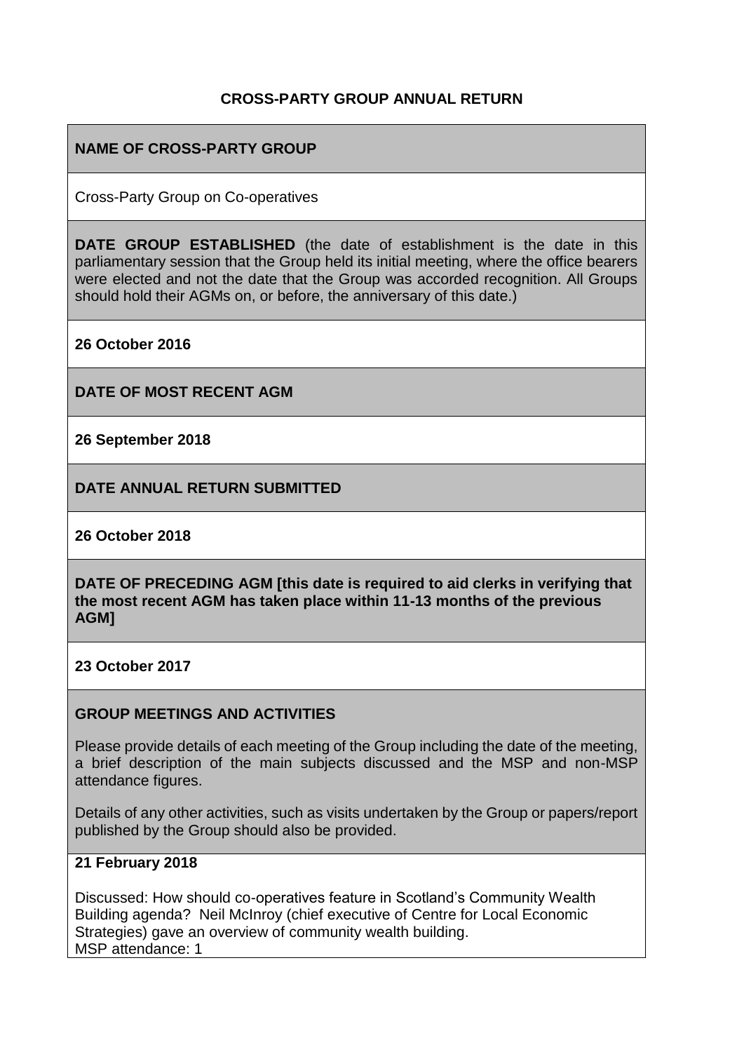# CROSS-PARTY GROUP ANNUAL RETURN

**NAME OF CROSS-PARTY GROUP**

Cross-Party Group on Co-operatives

**DATE GROUP ESTABLISHED** (the date of establishment is the date in this parliamentary session that the Group held its initial meeting, where the office bearers were elected and not the date that the Group was accorded recognition. All Groups should hold their AGMs on, or before, the anniversary of this date.)

**26 October 2016**

**DATE OF MOST RECENT AGM**

**26 September 2018**

**DATE ANNUAL RETURN SUBMITTED**

**26 October 2018**

**DATE OF PRECEDING AGM [this date is required to aid clerks in verifying that the most recent AGM has taken place within 11-13 months of the previous AGM]**

**23 October 2017**

**GROUP MEETINGS AND ACTIVITIES**

Please provide details of each meeting of the Group including the date of the meeting, a brief description of the main subjects discussed and the MSP and non-MSP attendance figures.

Details of any other activities, such as visits undertaken by the Group or papers/report published by the Group should also be provided.

**21 February 2018**

Discussed: How should co-operatives feature in Scotland's Community Wealth Building agenda? Neil McInroy (chief executive of Centre for Local Economic Strategies) gave an overview of community wealth building.
MSP attendance: 1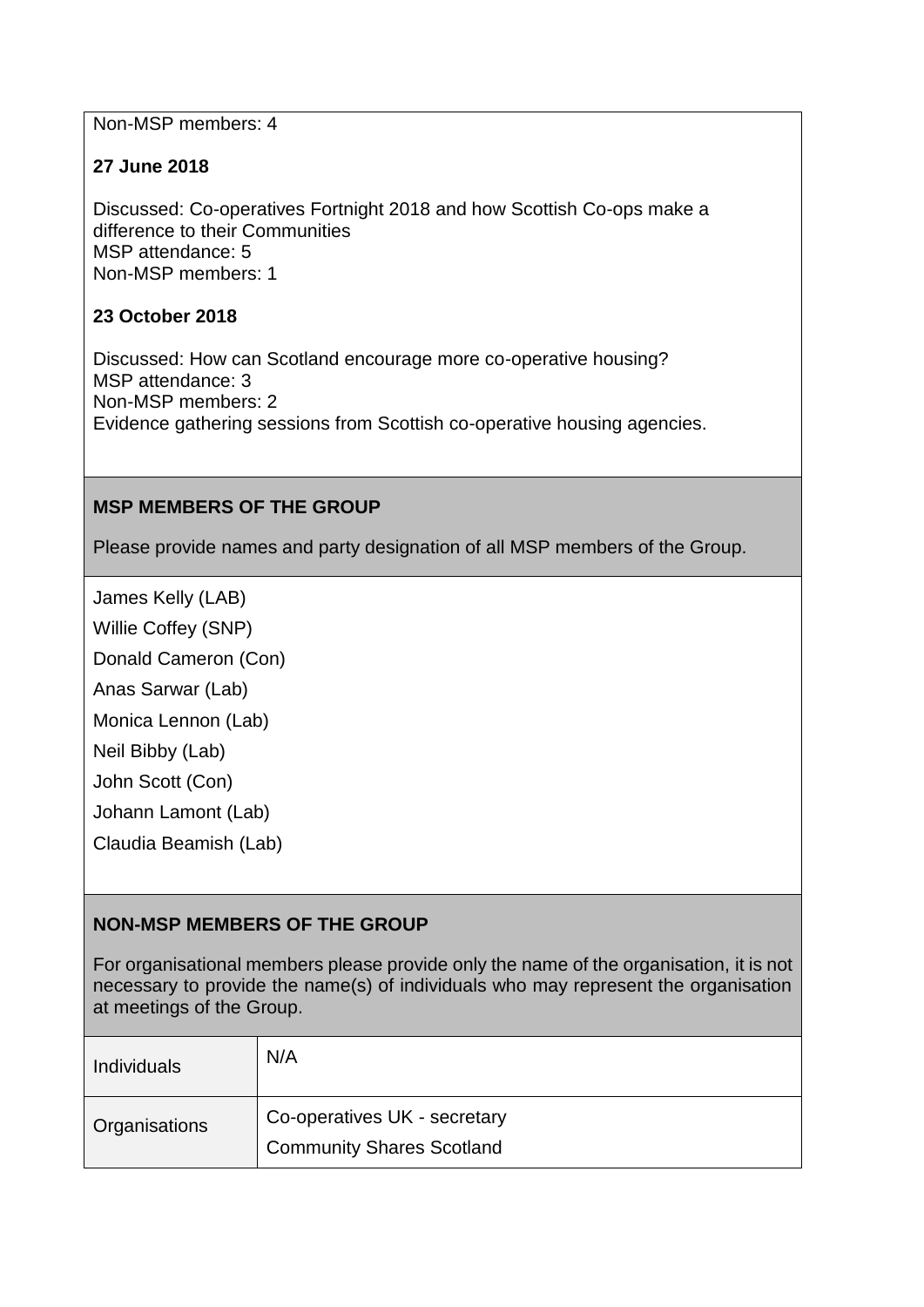Non-MSP members: 4

**27 June 2018**

Discussed: Co-operatives Fortnight 2018 and how Scottish Co-ops make a difference to their Communities
MSP attendance: 5
Non-MSP members: 1

**23 October 2018**

Discussed: How can Scotland encourage more co-operative housing?
MSP attendance: 3
Non-MSP members: 2
Evidence gathering sessions from Scottish co-operative housing agencies.

**MSP MEMBERS OF THE GROUP**

Please provide names and party designation of all MSP members of the Group.

James Kelly (LAB)

Willie Coffey (SNP)

Donald Cameron (Con)

Anas Sarwar (Lab)

Monica Lennon (Lab)

Neil Bibby (Lab)

John Scott (Con)

Johann Lamont (Lab)

Claudia Beamish (Lab)

**NON-MSP MEMBERS OF THE GROUP**

For organisational members please provide only the name of the organisation, it is not necessary to provide the name(s) of individuals who may represent the organisation at meetings of the Group.

| | |
|---|---|
| Individuals | N/A |
| Organisations | Co-operatives UK - secretary<br>Community Shares Scotland |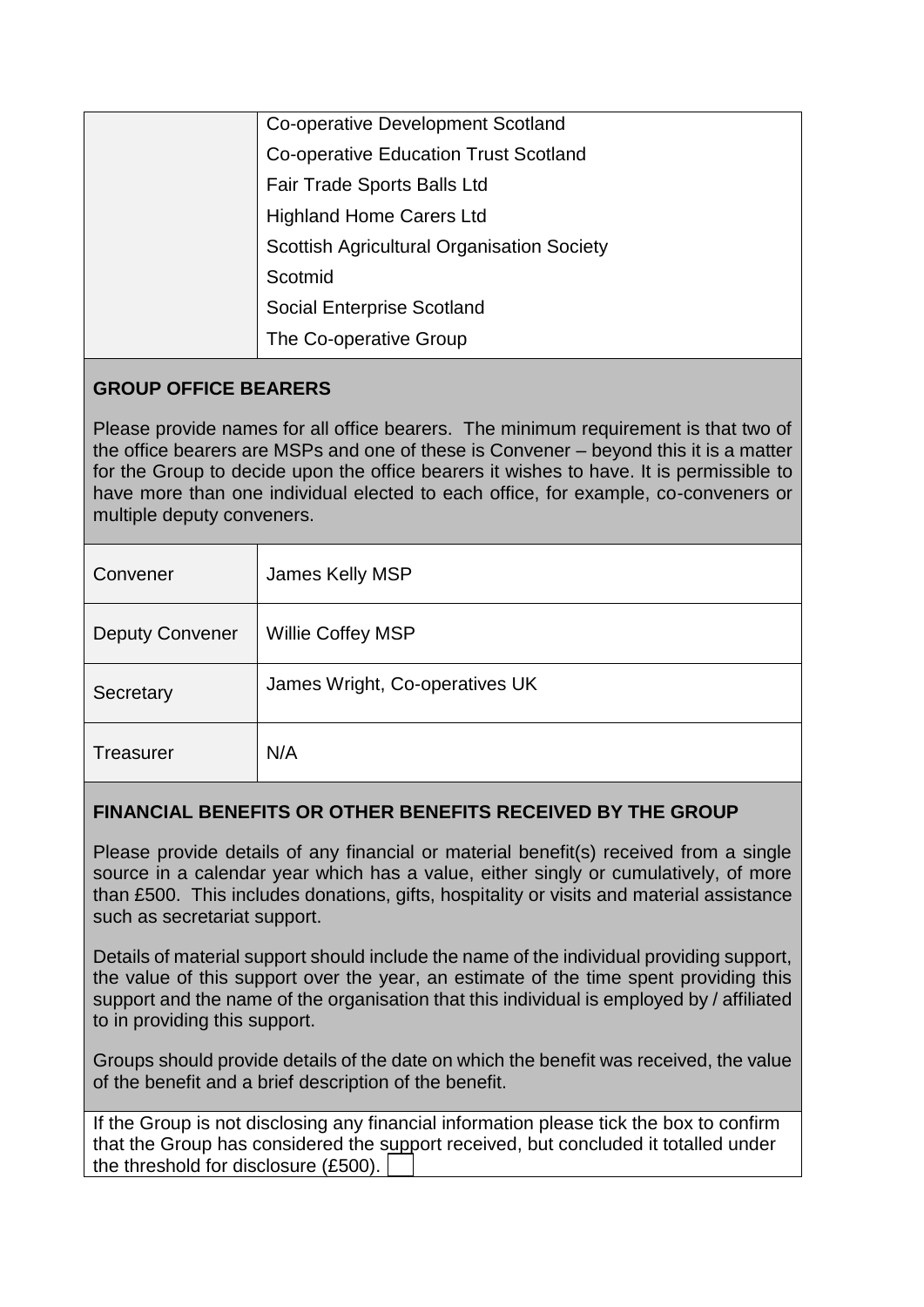| | |
|---|---|
| | Co-operative Development Scotland |
| | Co-operative Education Trust Scotland |
| | Fair Trade Sports Balls Ltd |
| | Highland Home Carers Ltd |
| | Scottish Agricultural Organisation Society |
| | Scotmid |
| | Social Enterprise Scotland |
| | The Co-operative Group |

**GROUP OFFICE BEARERS**

Please provide names for all office bearers. The minimum requirement is that two of the office bearers are MSPs and one of these is Convener – beyond this it is a matter for the Group to decide upon the office bearers it wishes to have. It is permissible to have more than one individual elected to each office, for example, co-conveners or multiple deputy conveners.

| | |
|---|---|
| Convener | James Kelly MSP |
| Deputy Convener | Willie Coffey MSP |
| Secretary | James Wright, Co-operatives UK |
| Treasurer | N/A |

**FINANCIAL BENEFITS OR OTHER BENEFITS RECEIVED BY THE GROUP**

Please provide details of any financial or material benefit(s) received from a single source in a calendar year which has a value, either singly or cumulatively, of more than £500. This includes donations, gifts, hospitality or visits and material assistance such as secretariat support.

Details of material support should include the name of the individual providing support, the value of this support over the year, an estimate of the time spent providing this support and the name of the organisation that this individual is employed by / affiliated to in providing this support.

Groups should provide details of the date on which the benefit was received, the value of the benefit and a brief description of the benefit.

If the Group is not disclosing any financial information please tick the box to confirm that the Group has considered the support received, but concluded it totalled under the threshold for disclosure (£500). ☐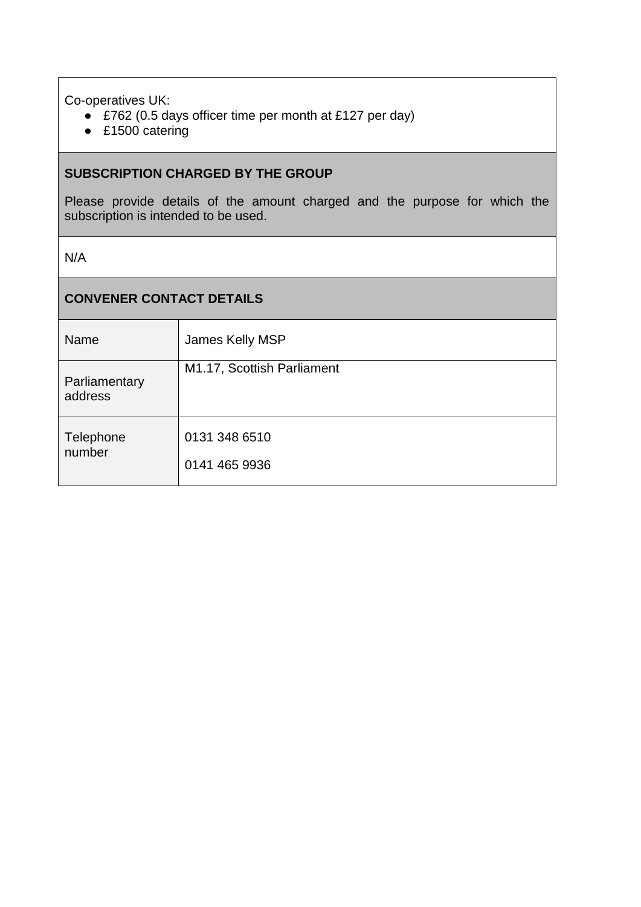Co-operatives UK:

- £762 (0.5 days officer time per month at £127 per day)
- £1500 catering

**SUBSCRIPTION CHARGED BY THE GROUP**

Please provide details of the amount charged and the purpose for which the subscription is intended to be used.

N/A

**CONVENER CONTACT DETAILS**

| | |
|---|---|
| Name | James Kelly MSP |
| Parliamentary address | M1.17, Scottish Parliament |
| Telephone number | 0131 348 6510<br>0141 465 9936 |